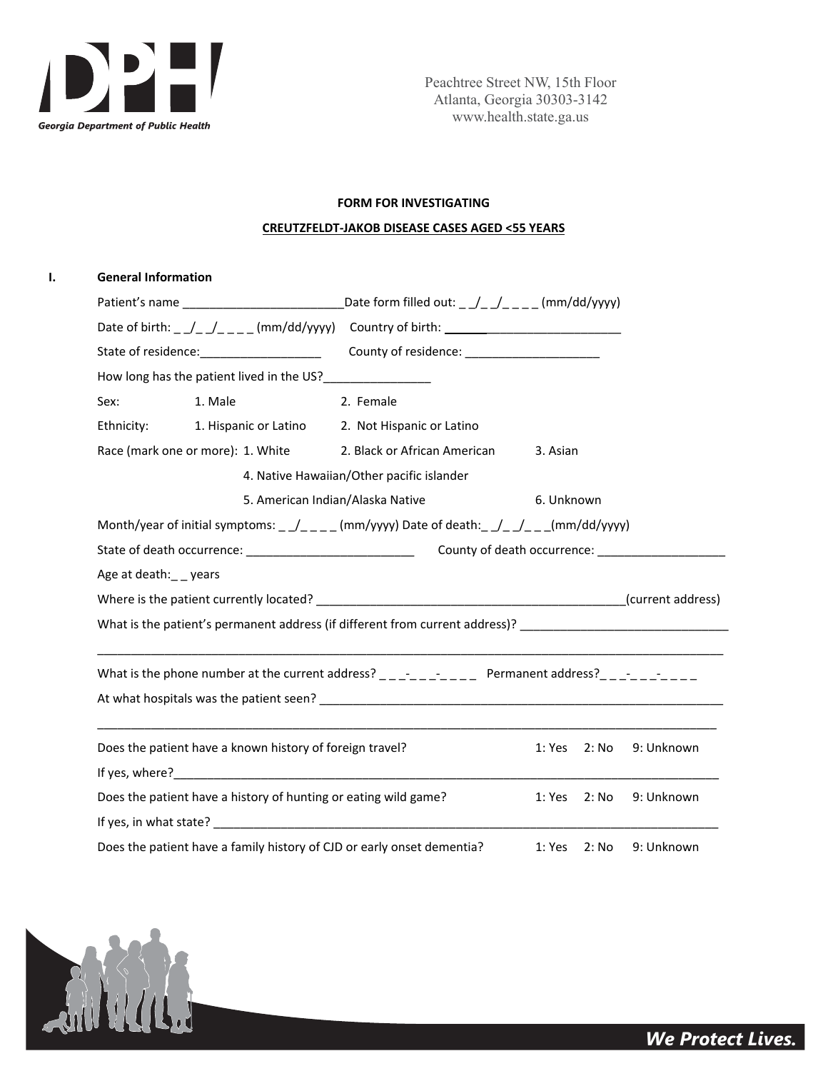Georgia Department of Public Health

Peachtree Street NW, 15th Floor
Atlanta, Georgia 30303-3142
www.health.state.ga.us

**FORM FOR INVESTIGATING**

**CREUTZFELDT-JAKOB DISEASE CASES AGED <55 YEARS**

**I. General Information**

Patient's name ________________________ Date form filled out: _ _/_ _/_ _ _ _ (mm/dd/yyyy)

Date of birth: _ _/_ _/_ _ _ _ (mm/dd/yyyy) Country of birth: ___________________________

State of residence:__________________ County of residence: ____________________

How long has the patient lived in the US?________________

Sex: 1. Male 2. Female

Ethnicity: 1. Hispanic or Latino 2. Not Hispanic or Latino

Race (mark one or more): 1. White 2. Black or African American 3. Asian

4. Native Hawaiian/Other pacific islander

5. American Indian/Alaska Native 6. Unknown

Month/year of initial symptoms: _ _/_ _ _ _ (mm/yyyy) Date of death:_ _/_ _/_ _ _(mm/dd/yyyy)

State of death occurrence: _________________________ County of death occurrence: ___________________

Age at death:_ _ years

Where is the patient currently located? ______________________________________________(current address)

What is the patient's permanent address (if different from current address)? ______________________________

_____________________________________________________________________________________________

What is the phone number at the current address? _ _ _-_ _ _-_ _ _ _ Permanent address?_ _ _-_ _ _-_ _ _ _

At what hospitals was the patient seen? _____________________________________________________________

_____________________________________________________________________________________________

Does the patient have a known history of foreign travel? 1: Yes 2: No 9: Unknown

If yes, where?_________________________________________________________________________________

Does the patient have a history of hunting or eating wild game? 1: Yes 2: No 9: Unknown

If yes, in what state? ___________________________________________________________________________

Does the patient have a family history of CJD or early onset dementia? 1: Yes 2: No 9: Unknown

*We Protect Lives.*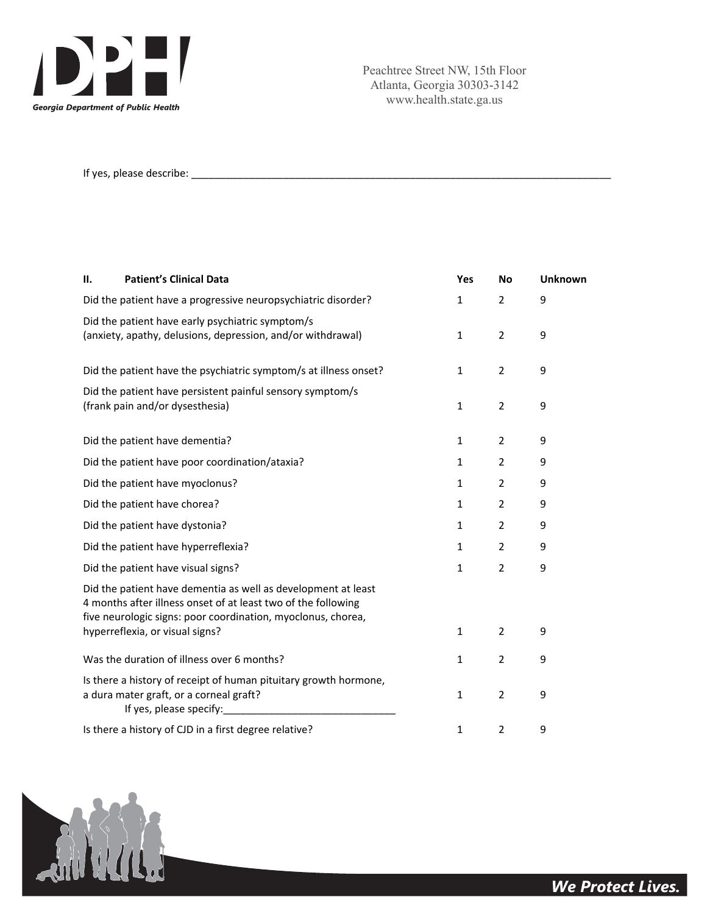If yes, please describe: ___________________________________________________________________________

| II. Patient's Clinical Data | Yes | No | Unknown |
|---|---|---|---|
| Did the patient have a progressive neuropsychiatric disorder? | 1 | 2 | 9 |
| Did the patient have early psychiatric symptom/s (anxiety, apathy, delusions, depression, and/or withdrawal) | 1 | 2 | 9 |
| Did the patient have the psychiatric symptom/s at illness onset? | 1 | 2 | 9 |
| Did the patient have persistent painful sensory symptom/s (frank pain and/or dysesthesia) | 1 | 2 | 9 |
| Did the patient have dementia? | 1 | 2 | 9 |
| Did the patient have poor coordination/ataxia? | 1 | 2 | 9 |
| Did the patient have myoclonus? | 1 | 2 | 9 |
| Did the patient have chorea? | 1 | 2 | 9 |
| Did the patient have dystonia? | 1 | 2 | 9 |
| Did the patient have hyperreflexia? | 1 | 2 | 9 |
| Did the patient have visual signs? | 1 | 2 | 9 |
| Did the patient have dementia as well as development at least 4 months after illness onset of at least two of the following five neurologic signs: poor coordination, myoclonus, chorea, hyperreflexia, or visual signs? | 1 | 2 | 9 |
| Was the duration of illness over 6 months? | 1 | 2 | 9 |
| Is there a history of receipt of human pituitary growth hormone, a dura mater graft, or a corneal graft? If yes, please specify:______________________________ | 1 | 2 | 9 |
| Is there a history of CJD in a first degree relative? | 1 | 2 | 9 |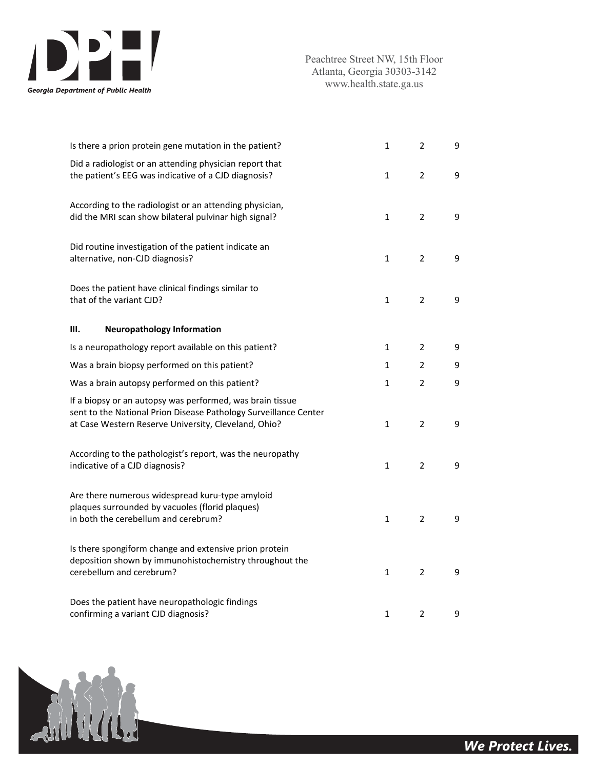| | | | |
|---|---|---|---|
| Is there a prion protein gene mutation in the patient? | 1 | 2 | 9 |
| Did a radiologist or an attending physician report that the patient's EEG was indicative of a CJD diagnosis? | 1 | 2 | 9 |
| According to the radiologist or an attending physician, did the MRI scan show bilateral pulvinar high signal? | 1 | 2 | 9 |
| Did routine investigation of the patient indicate an alternative, non-CJD diagnosis? | 1 | 2 | 9 |
| Does the patient have clinical findings similar to that of the variant CJD? | 1 | 2 | 9 |

## III. Neuropathology Information

| | | | |
|---|---|---|---|
| Is a neuropathology report available on this patient? | 1 | 2 | 9 |
| Was a brain biopsy performed on this patient? | 1 | 2 | 9 |
| Was a brain autopsy performed on this patient? | 1 | 2 | 9 |
| If a biopsy or an autopsy was performed, was brain tissue sent to the National Prion Disease Pathology Surveillance Center at Case Western Reserve University, Cleveland, Ohio? | 1 | 2 | 9 |
| According to the pathologist's report, was the neuropathy indicative of a CJD diagnosis? | 1 | 2 | 9 |
| Are there numerous widespread kuru-type amyloid plaques surrounded by vacuoles (florid plaques) in both the cerebellum and cerebrum? | 1 | 2 | 9 |
| Is there spongiform change and extensive prion protein deposition shown by immunohistochemistry throughout the cerebellum and cerebrum? | 1 | 2 | 9 |
| Does the patient have neuropathologic findings confirming a variant CJD diagnosis? | 1 | 2 | 9 |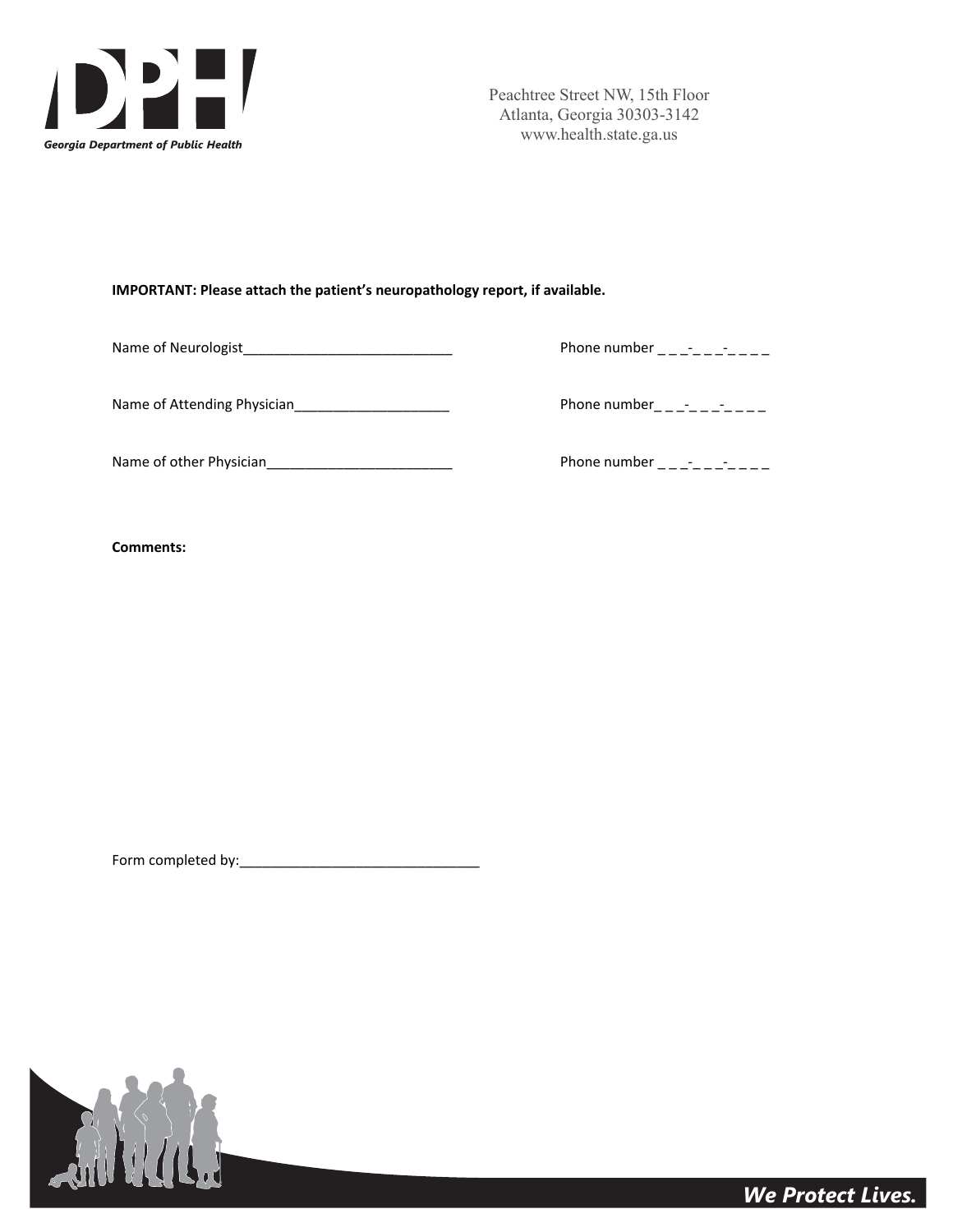**IMPORTANT: Please attach the patient's neuropathology report, if available.**

Name of Neurologist____________________________ Phone number _ _ _-_ _ _-_ _ _ _

Name of Attending Physician_____________________ Phone number_ _ _-_ _ _-_ _ _ _

Name of other Physician_________________________ Phone number _ _ _-_ _ _-_ _ _ _

**Comments:**

Form completed by:________________________________